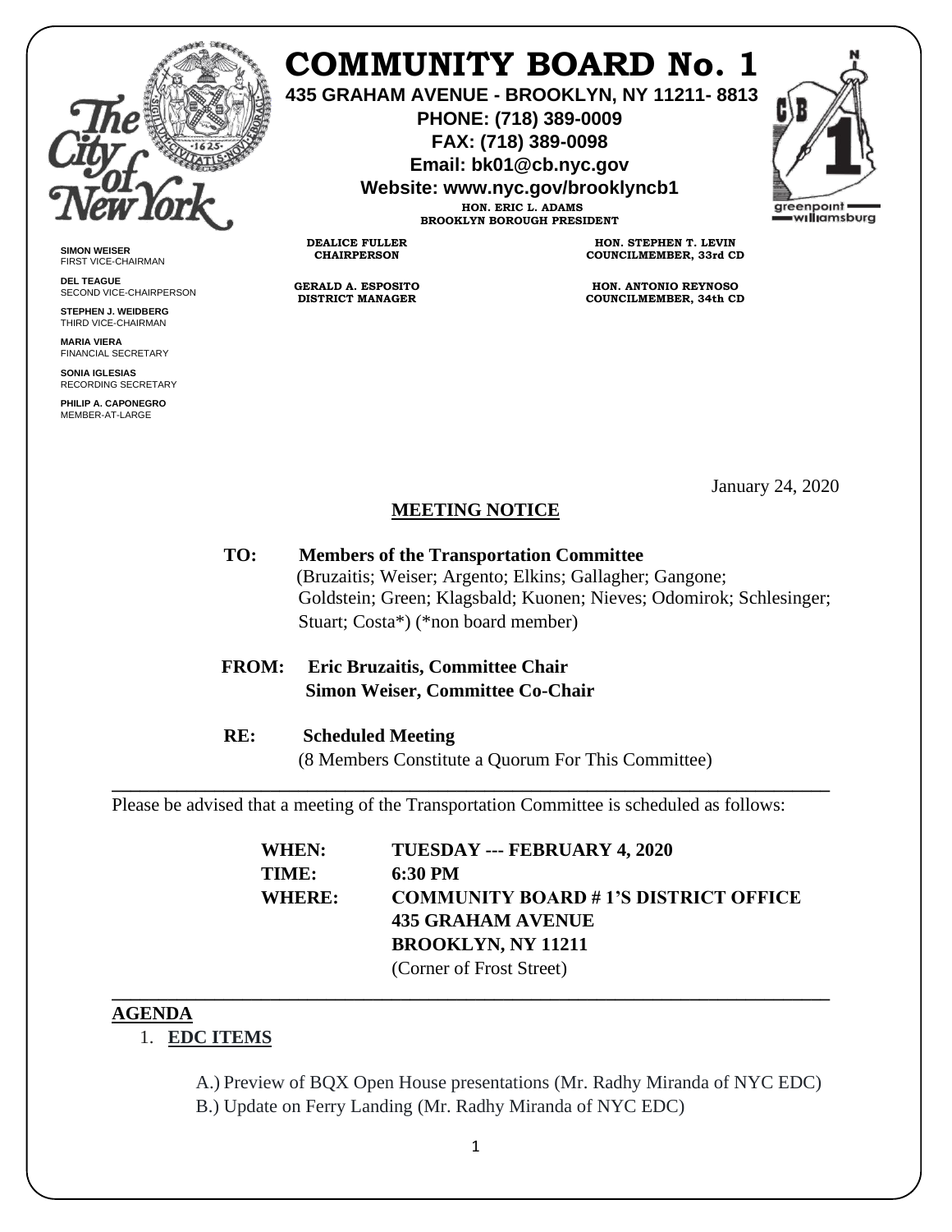# COMMUNITY BOARD No. 1

**435 GRAHAM AVENUE - BROOKLYN, NY 11211- 8813**
**PHONE: (718) 389-0009**
**FAX: (718) 389-0098**
**Email: bk01@cb.nyc.gov**
**Website: www.nyc.gov/brooklyncb1**

**HON. ERIC L. ADAMS**
**BROOKLYN BOROUGH PRESIDENT**

**DEALICE FULLER**
**CHAIRPERSON**

**GERALD A. ESPOSITO**
**DISTRICT MANAGER**

**HON. STEPHEN T. LEVIN**
**COUNCILMEMBER, 33rd CD**

**HON. ANTONIO REYNOSO**
**COUNCILMEMBER, 34th CD**

**SIMON WEISER**
FIRST VICE-CHAIRMAN

**DEL TEAGUE**
SECOND VICE-CHAIRPERSON

**STEPHEN J. WEIDBERG**
THIRD VICE-CHAIRMAN

**MARIA VIERA**
FINANCIAL SECRETARY

**SONIA IGLESIAS**
RECORDING SECRETARY

**PHILIP A. CAPONEGRO**
MEMBER-AT-LARGE

January 24, 2020

## MEETING NOTICE

**TO:** **Members of the Transportation Committee**
(Bruzaitis; Weiser; Argento; Elkins; Gallagher; Gangone; Goldstein; Green; Klagsbald; Kuonen; Nieves; Odomirok; Schlesinger; Stuart; Costa*) (*non board member)

**FROM:** **Eric Bruzaitis, Committee Chair**
**Simon Weiser, Committee Co-Chair**

**RE:** **Scheduled Meeting**
(8 Members Constitute a Quorum For This Committee)

---

Please be advised that a meeting of the Transportation Committee is scheduled as follows:

**WHEN:** **TUESDAY --- FEBRUARY 4, 2020**
**TIME:** **6:30 PM**
**WHERE:** **COMMUNITY BOARD # 1'S DISTRICT OFFICE**
**435 GRAHAM AVENUE**
**BROOKLYN, NY 11211**
(Corner of Frost Street)

---

## AGENDA

1. **EDC ITEMS**

   A.) Preview of BQX Open House presentations (Mr. Radhy Miranda of NYC EDC)
   B.) Update on Ferry Landing (Mr. Radhy Miranda of NYC EDC)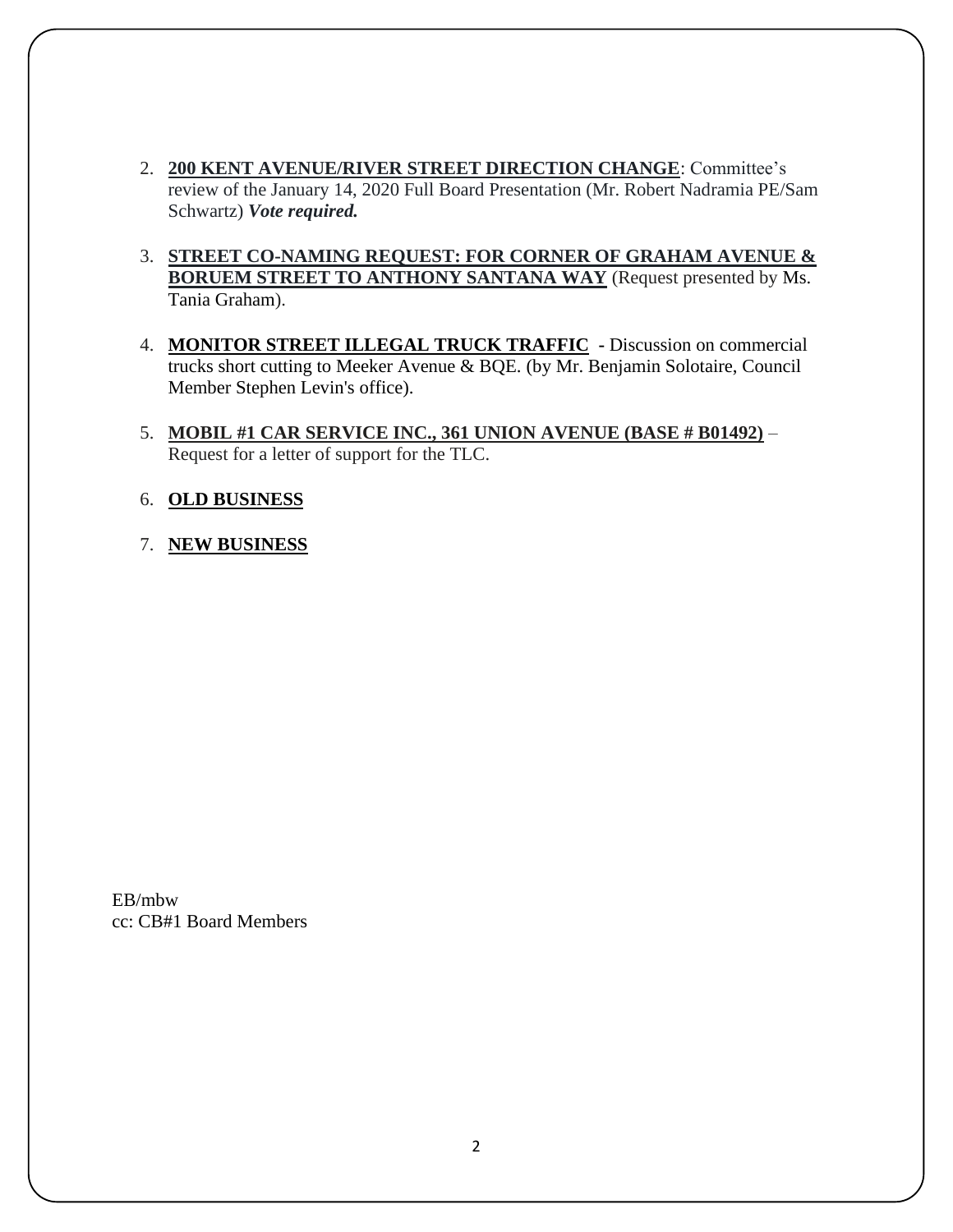2. **<u>200 KENT AVENUE/RIVER STREET DIRECTION CHANGE</u>**: Committee's review of the January 14, 2020 Full Board Presentation (Mr. Robert Nadramia PE/Sam Schwartz) ***Vote required.***

3. **<u>STREET CO-NAMING REQUEST: FOR CORNER OF GRAHAM AVENUE & BORUEM STREET TO ANTHONY SANTANA WAY</u>** (Request presented by Ms. Tania Graham).

4. **<u>MONITOR STREET ILLEGAL TRUCK TRAFFIC</u>** - Discussion on commercial trucks short cutting to Meeker Avenue & BQE. (by Mr. Benjamin Solotaire, Council Member Stephen Levin's office).

5. **<u>MOBIL #1 CAR SERVICE INC., 361 UNION AVENUE (BASE # B01492)</u>** – Request for a letter of support for the TLC.

6. **<u>OLD BUSINESS</u>**

7. **<u>NEW BUSINESS</u>**

EB/mbw
cc: CB#1 Board Members